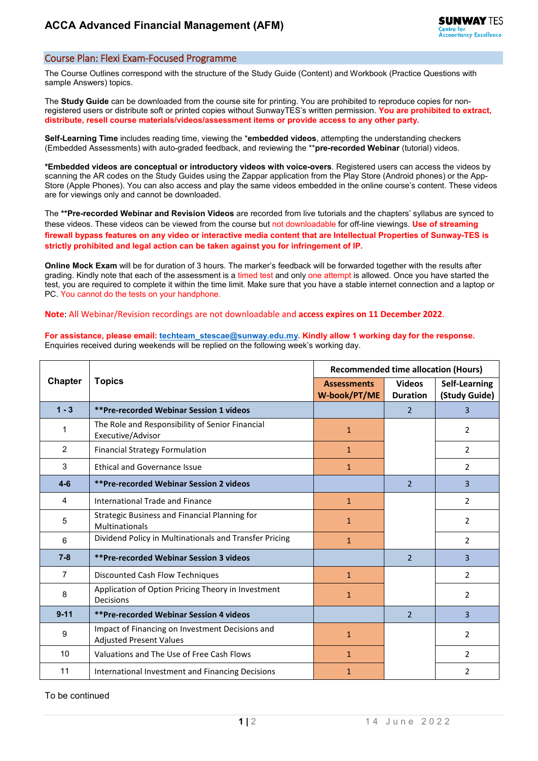# ACCA Advanced Financial Management (AFM)

## Course Plan: Flexi Exam-Focused Programme

The Course Outlines correspond with the structure of the Study Guide (Content) and Workbook (Practice Questions with sample Answers) topics.

The **Study Guide** can be downloaded from the course site for printing. You are prohibited to reproduce copies for non-registered users or distribute soft or printed copies without SunwayTES's written permission. **You are prohibited to extract, distribute, resell course materials/videos/assessment items or provide access to any other party.**

**Self-Learning Time** includes reading time, viewing the ***embedded videos**, attempting the understanding checkers (Embedded Assessments) with auto-graded feedback, and reviewing the ****pre-recorded Webinar** (tutorial) videos.

***Embedded videos are conceptual or introductory videos with voice-overs**. Registered users can access the videos by scanning the AR codes on the Study Guides using the Zappar application from the Play Store (Android phones) or the App-Store (Apple Phones). You can also access and play the same videos embedded in the online course's content. These videos are for viewings only and cannot be downloaded.

The ****Pre-recorded Webinar and Revision Videos** are recorded from live tutorials and the chapters' syllabus are synced to these videos. These videos can be viewed from the course but not downloadable for off-line viewings. **Use of streaming firewall bypass features on any video or interactive media content that are Intellectual Properties of Sunway-TES is strictly prohibited and legal action can be taken against you for infringement of IP.**

**Online Mock Exam** will be for duration of 3 hours. The marker's feedback will be forwarded together with the results after grading. Kindly note that each of the assessment is a timed test and only one attempt is allowed. Once you have started the test, you are required to complete it within the time limit. Make sure that you have a stable internet connection and a laptop or PC. You cannot do the tests on your handphone.

**Note**: All Webinar/Revision recordings are not downloadable and **access expires on 11 December 2022**.

**For assistance, please email: techteam_stescae@sunway.edu.my. Kindly allow 1 working day for the response.** Enquiries received during weekends will be replied on the following week's working day.

| Chapter | Topics | Recommended time allocation (Hours) | | |
|---|---|---|---|---|
| | | Assessments W-book/PT/ME | Videos Duration | Self-Learning (Study Guide) |
| **1 - 3** | ****Pre-recorded Webinar Session 1 videos** | | 2 | 3 |
| 1 | The Role and Responsibility of Senior Financial Executive/Advisor | 1 | | 2 |
| 2 | Financial Strategy Formulation | 1 | | 2 |
| 3 | Ethical and Governance Issue | 1 | | 2 |
| **4-6** | ****Pre-recorded Webinar Session 2 videos** | | 2 | 3 |
| 4 | International Trade and Finance | 1 | | 2 |
| 5 | Strategic Business and Financial Planning for Multinationals | 1 | | 2 |
| 6 | Dividend Policy in Multinationals and Transfer Pricing | 1 | | 2 |
| **7-8** | ****Pre-recorded Webinar Session 3 videos** | | 2 | 3 |
| 7 | Discounted Cash Flow Techniques | 1 | | 2 |
| 8 | Application of Option Pricing Theory in Investment Decisions | 1 | | 2 |
| **9-11** | ****Pre-recorded Webinar Session 4 videos** | | 2 | 3 |
| 9 | Impact of Financing on Investment Decisions and Adjusted Present Values | 1 | | 2 |
| 10 | Valuations and The Use of Free Cash Flows | 1 | | 2 |
| 11 | International Investment and Financing Decisions | 1 | | 2 |

To be continued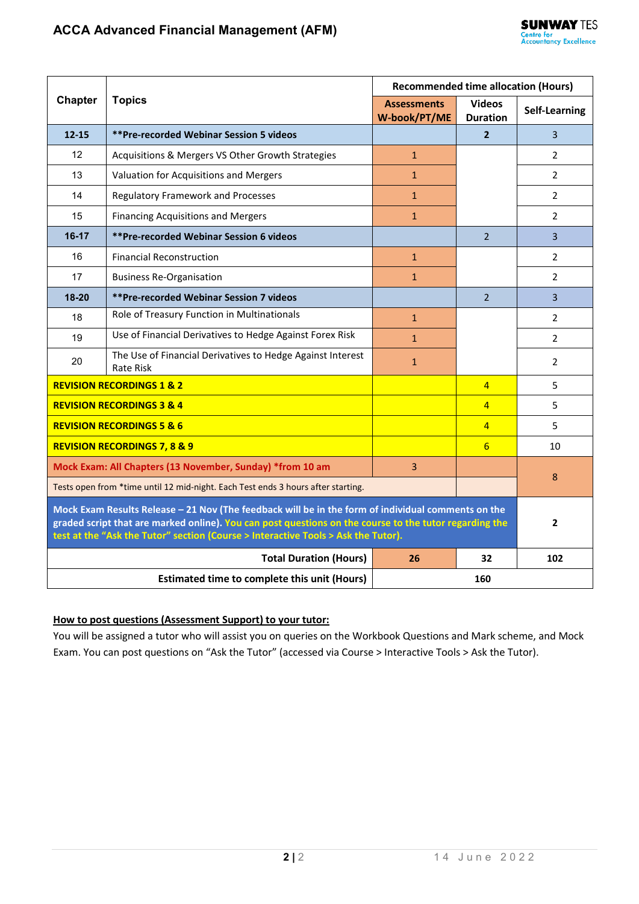| Chapter | Topics | Recommended time allocation (Hours) | | |
|---|---|---|---|---|
| | | Assessments W-book/PT/ME | Videos Duration | Self-Learning |
| **12-15** | **\*\*Pre-recorded Webinar Session 5 videos** | | **2** | 3 |
| 12 | Acquisitions & Mergers VS Other Growth Strategies | 1 | | 2 |
| 13 | Valuation for Acquisitions and Mergers | 1 | | 2 |
| 14 | Regulatory Framework and Processes | 1 | | 2 |
| 15 | Financing Acquisitions and Mergers | 1 | | 2 |
| **16-17** | **\*\*Pre-recorded Webinar Session 6 videos** | | 2 | 3 |
| 16 | Financial Reconstruction | 1 | | 2 |
| 17 | Business Re-Organisation | 1 | | 2 |
| **18-20** | **\*\*Pre-recorded Webinar Session 7 videos** | | 2 | 3 |
| 18 | Role of Treasury Function in Multinationals | 1 | | 2 |
| 19 | Use of Financial Derivatives to Hedge Against Forex Risk | 1 | | 2 |
| 20 | The Use of Financial Derivatives to Hedge Against Interest Rate Risk | 1 | | 2 |
| **REVISION RECORDINGS 1 & 2** | | | 4 | 5 |
| **REVISION RECORDINGS 3 & 4** | | | 4 | 5 |
| **REVISION RECORDINGS 5 & 6** | | | 4 | 5 |
| **REVISION RECORDINGS 7, 8 & 9** | | | 6 | 10 |
| **Mock Exam: All Chapters (13 November, Sunday) *from 10 am** | | 3 | | 8 |
| Tests open from *time until 12 mid-night. Each Test ends 3 hours after starting. | | | | |
| **Mock Exam Results Release – 21 Nov (The feedback will be in the form of individual comments on the graded script that are marked online). You can post questions on the course to the tutor regarding the test at the "Ask the Tutor" section (Course > Interactive Tools > Ask the Tutor).** | | | | **2** |
| **Total Duration (Hours)** | | **26** | **32** | **102** |
| **Estimated time to complete this unit (Hours)** | | | **160** | |

**How to post questions (Assessment Support) to your tutor:**

You will be assigned a tutor who will assist you on queries on the Workbook Questions and Mark scheme, and Mock Exam. You can post questions on "Ask the Tutor" (accessed via Course > Interactive Tools > Ask the Tutor).